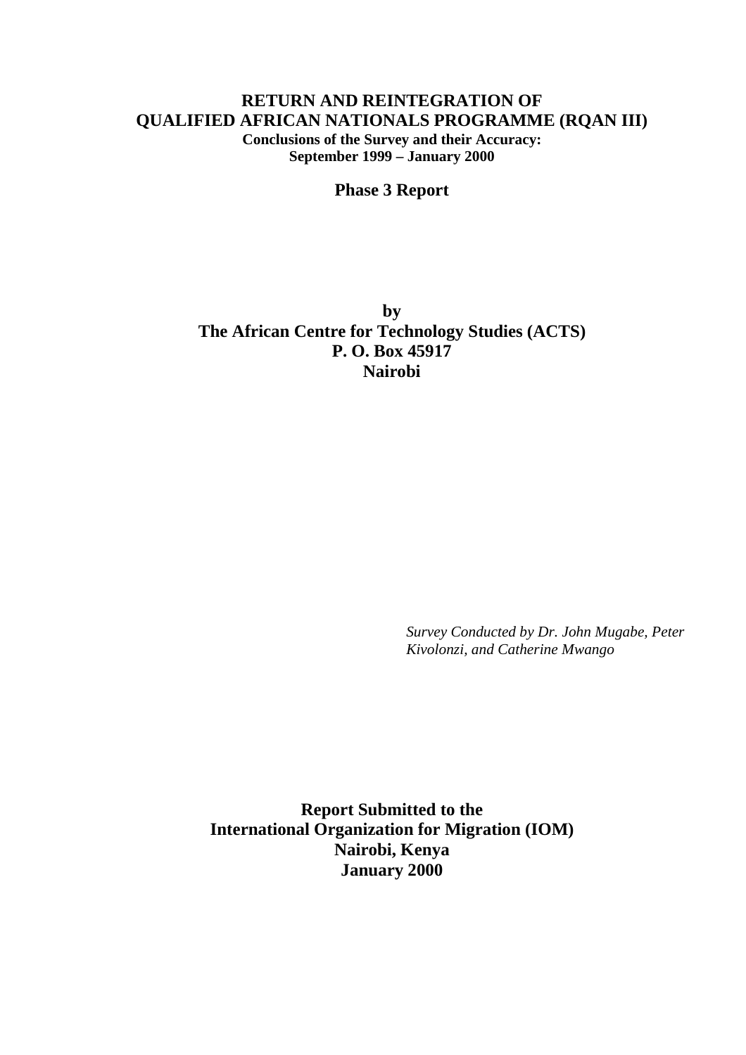# RETURN AND REINTEGRATION OF QUALIFIED AFRICAN NATIONALS PROGRAMME (RQAN III)

**Conclusions of the Survey and their Accuracy:**
**September 1999 – January 2000**

## Phase 3 Report

**by**
**The African Centre for Technology Studies (ACTS)**
**P. O. Box 45917**
**Nairobi**

*Survey Conducted by Dr. John Mugabe, Peter Kivolonzi, and Catherine Mwango*

**Report Submitted to the**
**International Organization for Migration (IOM)**
**Nairobi, Kenya**
**January 2000**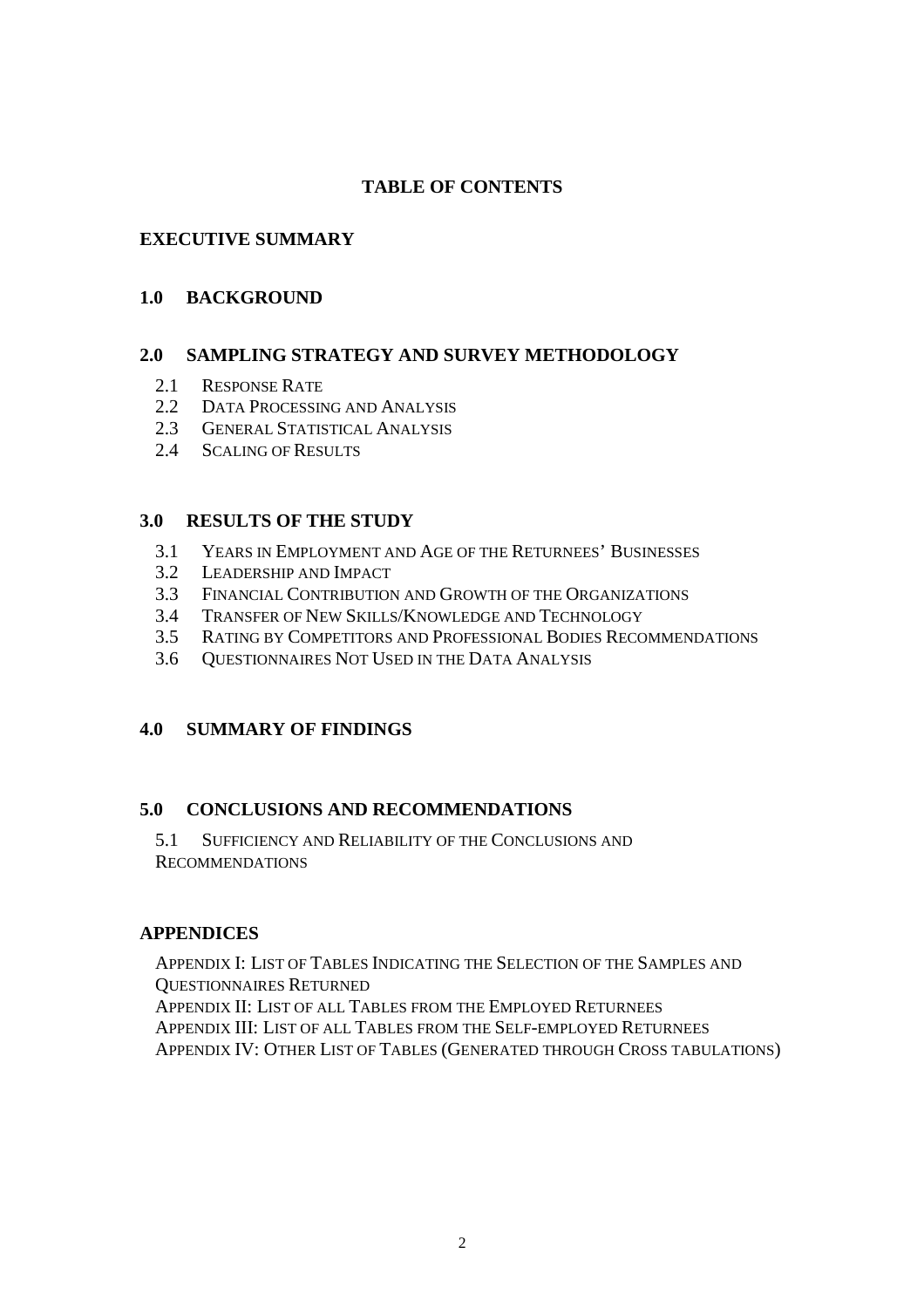# TABLE OF CONTENTS

## EXECUTIVE SUMMARY

## 1.0 BACKGROUND

## 2.0 SAMPLING STRATEGY AND SURVEY METHODOLOGY

- 2.1 Response Rate
- 2.2 Data Processing and Analysis
- 2.3 General Statistical Analysis
- 2.4 Scaling of Results

## 3.0 RESULTS OF THE STUDY

- 3.1 Years in Employment and Age of the Returnees' Businesses
- 3.2 Leadership and Impact
- 3.3 Financial Contribution and Growth of the Organizations
- 3.4 Transfer of New Skills/Knowledge and Technology
- 3.5 Rating by Competitors and Professional Bodies Recommendations
- 3.6 Questionnaires Not Used in the Data Analysis

## 4.0 SUMMARY OF FINDINGS

## 5.0 CONCLUSIONS AND RECOMMENDATIONS

- 5.1 Sufficiency and Reliability of the Conclusions and Recommendations

## APPENDICES

- Appendix I: List of Tables Indicating the Selection of the Samples and Questionnaires Returned
- Appendix II: List of all Tables from the Employed Returnees
- Appendix III: List of all Tables from the Self-employed Returnees
- Appendix IV: Other List of Tables (Generated through Cross tabulations)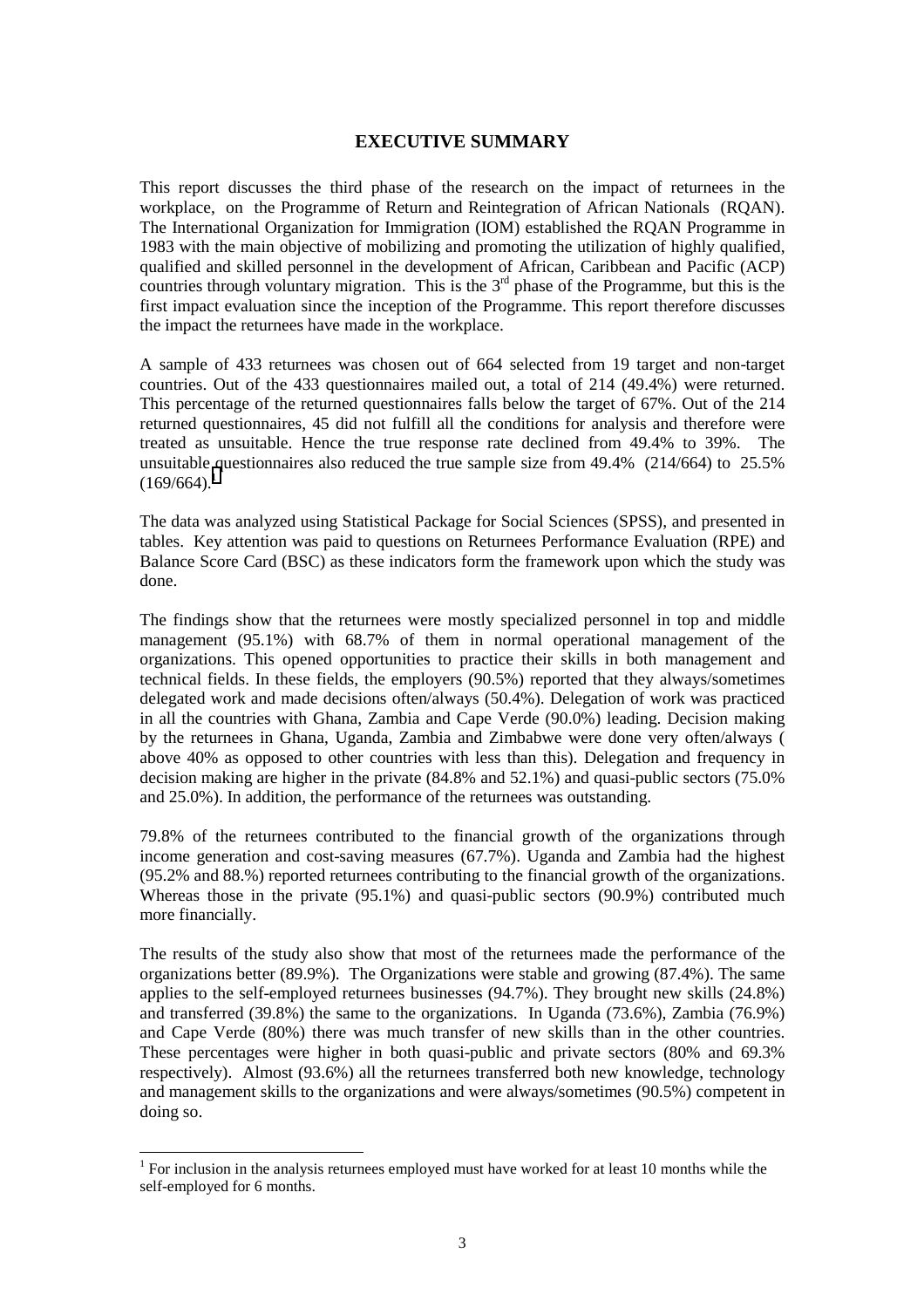## EXECUTIVE SUMMARY

This report discusses the third phase of the research on the impact of returnees in the workplace, on the Programme of Return and Reintegration of African Nationals (RQAN). The International Organization for Immigration (IOM) established the RQAN Programme in 1983 with the main objective of mobilizing and promoting the utilization of highly qualified, qualified and skilled personnel in the development of African, Caribbean and Pacific (ACP) countries through voluntary migration. This is the 3rd phase of the Programme, but this is the first impact evaluation since the inception of the Programme. This report therefore discusses the impact the returnees have made in the workplace.

A sample of 433 returnees was chosen out of 664 selected from 19 target and non-target countries. Out of the 433 questionnaires mailed out, a total of 214 (49.4%) were returned. This percentage of the returned questionnaires falls below the target of 67%. Out of the 214 returned questionnaires, 45 did not fulfill all the conditions for analysis and therefore were treated as unsuitable. Hence the true response rate declined from 49.4% to 39%. The unsuitable questionnaires also reduced the true sample size from 49.4% (214/664) to 25.5% (169/664).[1]

The data was analyzed using Statistical Package for Social Sciences (SPSS), and presented in tables. Key attention was paid to questions on Returnees Performance Evaluation (RPE) and Balance Score Card (BSC) as these indicators form the framework upon which the study was done.

The findings show that the returnees were mostly specialized personnel in top and middle management (95.1%) with 68.7% of them in normal operational management of the organizations. This opened opportunities to practice their skills in both management and technical fields. In these fields, the employers (90.5%) reported that they always/sometimes delegated work and made decisions often/always (50.4%). Delegation of work was practiced in all the countries with Ghana, Zambia and Cape Verde (90.0%) leading. Decision making by the returnees in Ghana, Uganda, Zambia and Zimbabwe were done very often/always ( above 40% as opposed to other countries with less than this). Delegation and frequency in decision making are higher in the private (84.8% and 52.1%) and quasi-public sectors (75.0% and 25.0%). In addition, the performance of the returnees was outstanding.

79.8% of the returnees contributed to the financial growth of the organizations through income generation and cost-saving measures (67.7%). Uganda and Zambia had the highest (95.2% and 88.%) reported returnees contributing to the financial growth of the organizations. Whereas those in the private (95.1%) and quasi-public sectors (90.9%) contributed much more financially.

The results of the study also show that most of the returnees made the performance of the organizations better (89.9%). The Organizations were stable and growing (87.4%). The same applies to the self-employed returnees businesses (94.7%). They brought new skills (24.8%) and transferred (39.8%) the same to the organizations. In Uganda (73.6%), Zambia (76.9%) and Cape Verde (80%) there was much transfer of new skills than in the other countries. These percentages were higher in both quasi-public and private sectors (80% and 69.3% respectively). Almost (93.6%) all the returnees transferred both new knowledge, technology and management skills to the organizations and were always/sometimes (90.5%) competent in doing so.

---

[1] For inclusion in the analysis returnees employed must have worked for at least 10 months while the self-employed for 6 months.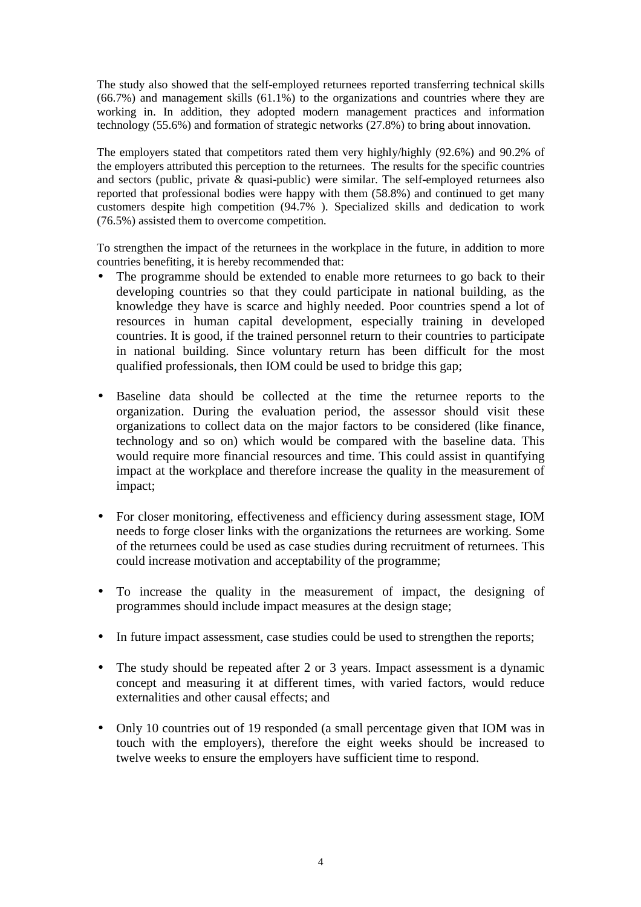The study also showed that the self-employed returnees reported transferring technical skills (66.7%) and management skills (61.1%) to the organizations and countries where they are working in. In addition, they adopted modern management practices and information technology (55.6%) and formation of strategic networks (27.8%) to bring about innovation.

The employers stated that competitors rated them very highly/highly (92.6%) and 90.2% of the employers attributed this perception to the returnees. The results for the specific countries and sectors (public, private & quasi-public) were similar. The self-employed returnees also reported that professional bodies were happy with them (58.8%) and continued to get many customers despite high competition (94.7% ). Specialized skills and dedication to work (76.5%) assisted them to overcome competition.

To strengthen the impact of the returnees in the workplace in the future, in addition to more countries benefiting, it is hereby recommended that:

- The programme should be extended to enable more returnees to go back to their developing countries so that they could participate in national building, as the knowledge they have is scarce and highly needed. Poor countries spend a lot of resources in human capital development, especially training in developed countries. It is good, if the trained personnel return to their countries to participate in national building. Since voluntary return has been difficult for the most qualified professionals, then IOM could be used to bridge this gap;

- Baseline data should be collected at the time the returnee reports to the organization. During the evaluation period, the assessor should visit these organizations to collect data on the major factors to be considered (like finance, technology and so on) which would be compared with the baseline data. This would require more financial resources and time. This could assist in quantifying impact at the workplace and therefore increase the quality in the measurement of impact;

- For closer monitoring, effectiveness and efficiency during assessment stage, IOM needs to forge closer links with the organizations the returnees are working. Some of the returnees could be used as case studies during recruitment of returnees. This could increase motivation and acceptability of the programme;

- To increase the quality in the measurement of impact, the designing of programmes should include impact measures at the design stage;

- In future impact assessment, case studies could be used to strengthen the reports;

- The study should be repeated after 2 or 3 years. Impact assessment is a dynamic concept and measuring it at different times, with varied factors, would reduce externalities and other causal effects; and

- Only 10 countries out of 19 responded (a small percentage given that IOM was in touch with the employers), therefore the eight weeks should be increased to twelve weeks to ensure the employers have sufficient time to respond.